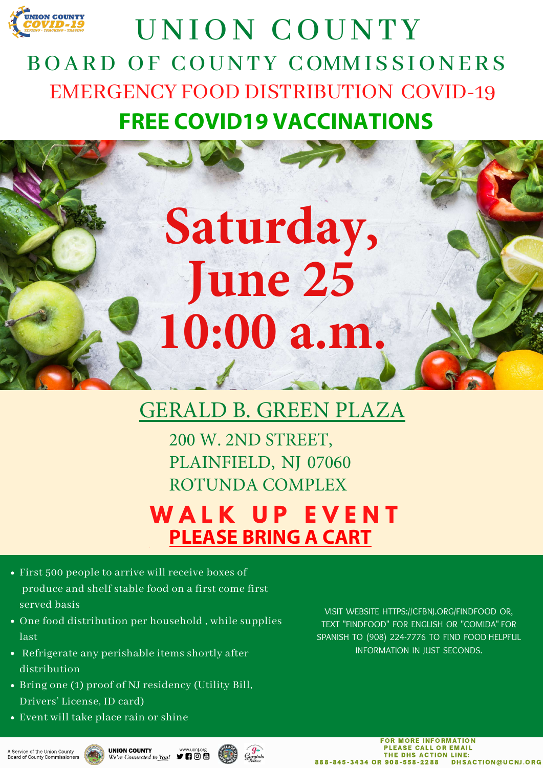# UNION COUNTY

## BOARD OF COUNTY COMMISSIONERS

## EMERGENCY FOOD DISTRIBUTION COVID-19

## FREE COVID19 VACCINATIONS

# Saturday, June 25 10:00 a.m.

## GERALD B. GREEN PLAZA

200 W. 2ND STREET,
PLAINFIELD, NJ 07060
ROTUNDA COMPLEX

## WALK UP EVENT

**PLEASE BRING A CART**

- First 500 people to arrive will receive boxes of produce and shelf stable food on a first come first served basis
- One food distribution per household , while supplies last
- Refrigerate any perishable items shortly after distribution
- Bring one (1) proof of NJ residency (Utility Bill, Drivers' License, ID card)
- Event will take place rain or shine

VISIT WEBSITE HTTPS://CFBNJ.ORG/FINDFOOD OR, TEXT "FINDFOOD" FOR ENGLISH OR "COMIDA" FOR SPANISH TO (908) 224-7776 TO FIND FOOD HELPFUL INFORMATION IN JUST SECONDS.

A Service of the Union County Board of County Commissioners

UNION COUNTY *We're Connected to You!*

www.ucnj.org

FOR MORE INFORMATION PLEASE CALL OR EMAIL THE DHS ACTION LINE:
888-845-3434 OR 908-558-2288 DHSACTION@UCNJ.ORG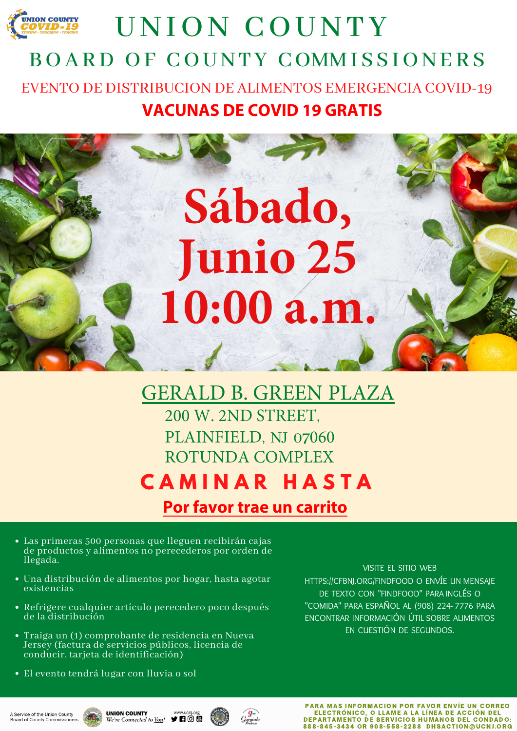UNION COUNTY COVID-19 TESTING · TRACKING · TRACING

# UNION COUNTY

## BOARD OF COUNTY COMMISSIONERS

EVENTO DE DISTRIBUCION DE ALIMENTOS EMERGENCIA COVID-19

**VACUNAS DE COVID 19 GRATIS**

# Sábado, Junio 25 10:00 a.m.

## GERALD B. GREEN PLAZA

200 W. 2ND STREET,
PLAINFIELD, NJ 07060
ROTUNDA COMPLEX

**CAMINAR HASTA**

**Por favor trae un carrito**

- Las primeras 500 personas que lleguen recibirán cajas de productos y alimentos no perecederos por orden de llegada.
- Una distribución de alimentos por hogar, hasta agotar existencias
- Refrigere cualquier artículo perecedero poco después de la distribución
- Traiga un (1) comprobante de residencia en Nueva Jersey (factura de servicios públicos, licencia de conducir, tarjeta de identificación)
- El evento tendrá lugar con lluvia o sol

VISITE EL SITIO WEB HTTPS://CFBNJ.ORG/FINDFOOD O ENVÍE UN MENSAJE DE TEXTO CON "FINDFOOD" PARA INGLÉS O "COMIDA" PARA ESPAÑOL AL (908) 224-7776 PARA ENCONTRAR INFORMACIÓN ÚTIL SOBRE ALIMENTOS EN CUESTIÓN DE SEGUNDOS.

A Service of the Union County Board of County Commissioners

UNION COUNTY We're Connected to You!

www.ucnj.org

PARA MAS INFORMACION POR FAVOR ENVÍE UN CORREO ELECTRÓNICO, O LLAME A LA LÍNEA DE ACCIÓN DEL DEPARTAMENTO DE SERVICIOS HUMANOS DEL CONDADO: 888-845-3434 OR 908-558-2288 DHSACTION@UCNJ.ORG